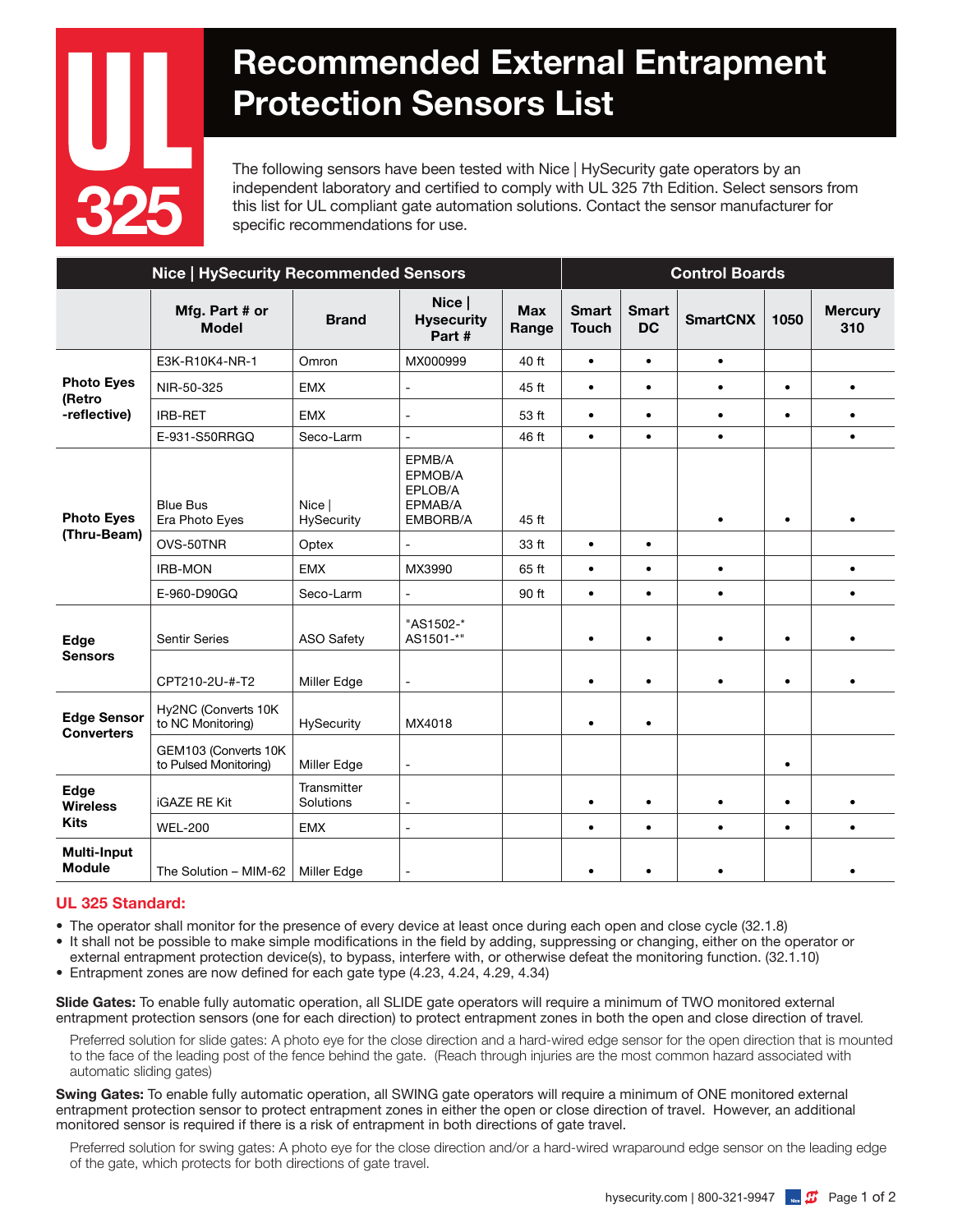# UL 325

# Recommended External Entrapment Protection Sensors List

The following sensors have been tested with Nice | HySecurity gate operators by an independent laboratory and certified to comply with UL 325 7th Edition. Select sensors from this list for UL compliant gate automation solutions. Contact the sensor manufacturer for specific recommendations for use.

| Nice \| HySecurity Recommended Sensors | | | | | Control Boards | | | | |
|---|---|---|---|---|---|---|---|---|---|
| | **Mfg. Part # or Model** | **Brand** | **Nice \| Hysecurity Part #** | **Max Range** | **Smart Touch** | **Smart DC** | **SmartCNX** | **1050** | **Mercury 310** |
| **Photo Eyes (Retro -reflective)** | E3K-R10K4-NR-1 | Omron | MX000999 | 40 ft | • | • | • | | |
| | NIR-50-325 | EMX | - | 45 ft | • | • | • | • | • |
| | IRB-RET | EMX | - | 53 ft | • | • | • | • | • |
| | E-931-S50RRGQ | Seco-Larm | - | 46 ft | • | • | • | | • |
| **Photo Eyes (Thru-Beam)** | Blue Bus Era Photo Eyes | Nice \| HySecurity | EPMB/A EPMOB/A EPLOB/A EPMAB/A EMBORB/A | 45 ft | | | • | • | • |
| | OVS-50TNR | Optex | - | 33 ft | • | • | | | |
| | IRB-MON | EMX | MX3990 | 65 ft | • | • | • | | • |
| | E-960-D90GQ | Seco-Larm | - | 90 ft | • | • | • | | • |
| **Edge Sensors** | Sentir Series | ASO Safety | "AS1502-* AS1501-*" | | • | • | • | • | • |
| | CPT210-2U-#-T2 | Miller Edge | - | | • | • | • | • | • |
| **Edge Sensor Converters** | Hy2NC (Converts 10K to NC Monitoring) | HySecurity | MX4018 | | • | • | | | |
| | GEM103 (Converts 10K to Pulsed Monitoring) | Miller Edge | - | | | | | • | |
| **Edge Wireless Kits** | iGAZE RE Kit | Transmitter Solutions | - | | • | • | • | • | • |
| | WEL-200 | EMX | - | | • | • | • | • | • |
| **Multi-Input Module** | The Solution – MIM-62 | Miller Edge | - | | • | • | • | | • |

## UL 325 Standard:

- The operator shall monitor for the presence of every device at least once during each open and close cycle (32.1.8)
- It shall not be possible to make simple modifications in the field by adding, suppressing or changing, either on the operator or external entrapment protection device(s), to bypass, interfere with, or otherwise defeat the monitoring function. (32.1.10)
- Entrapment zones are now defined for each gate type (4.23, 4.24, 4.29, 4.34)

**Slide Gates:** To enable fully automatic operation, all SLIDE gate operators will require a minimum of TWO monitored external entrapment protection sensors (one for each direction) to protect entrapment zones in both the open and close direction of travel.

Preferred solution for slide gates: A photo eye for the close direction and a hard-wired edge sensor for the open direction that is mounted to the face of the leading post of the fence behind the gate. (Reach through injuries are the most common hazard associated with automatic sliding gates)

**Swing Gates:** To enable fully automatic operation, all SWING gate operators will require a minimum of ONE monitored external entrapment protection sensor to protect entrapment zones in either the open or close direction of travel. However, an additional monitored sensor is required if there is a risk of entrapment in both directions of gate travel.

Preferred solution for swing gates: A photo eye for the close direction and/or a hard-wired wraparound edge sensor on the leading edge of the gate, which protects for both directions of gate travel.

hysecurity.com | 800-321-9947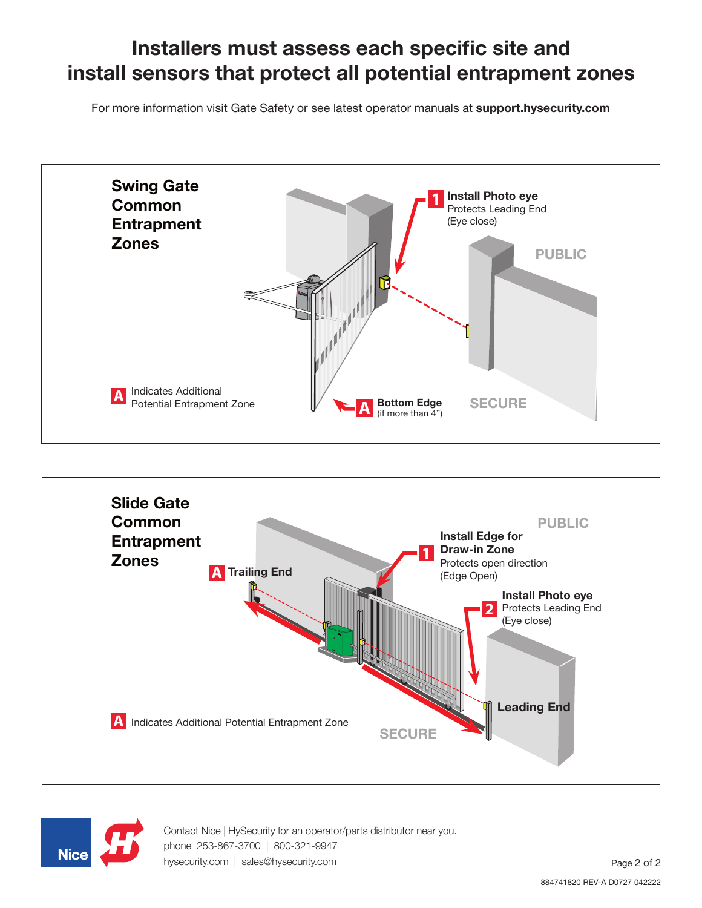# Installers must assess each specific site and install sensors that protect all potential entrapment zones

For more information visit Gate Safety or see latest operator manuals at **support.hysecurity.com**

## Swing Gate Common Entrapment Zones

**1** **Install Photo eye**
Protects Leading End
(Eye close)

PUBLIC

SECURE

**A** Indicates Additional Potential Entrapment Zone

**A** **Bottom Edge**
(if more than 4")

## Slide Gate Common Entrapment Zones

PUBLIC

**1** **Install Edge for Draw-in Zone**
Protects open direction
(Edge Open)

**A** **Trailing End**

**2** **Install Photo eye**
Protects Leading End
(Eye close)

**Leading End**

**A** Indicates Additional Potential Entrapment Zone

SECURE

Nice

Contact Nice | HySecurity for an operator/parts distributor near you.
phone 253-867-3700 | 800-321-9947
hysecurity.com | sales@hysecurity.com

884741820 REV-A D0727 042222